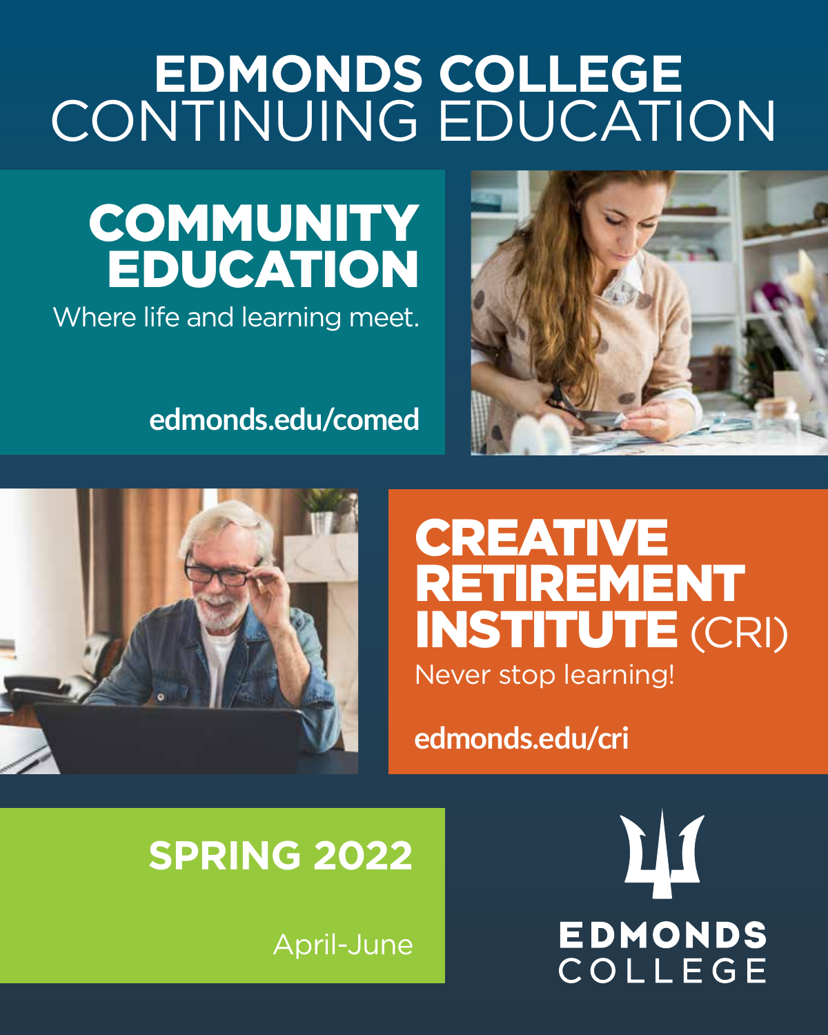# EDMONDS COLLEGE CONTINUING EDUCATION

## COMMUNITY EDUCATION

Where life and learning meet.

**edmonds.edu/comed**

## CREATIVE RETIREMENT INSTITUTE (CRI)

Never stop learning!

**edmonds.edu/cri**

## SPRING 2022

April-June

EDMONDS COLLEGE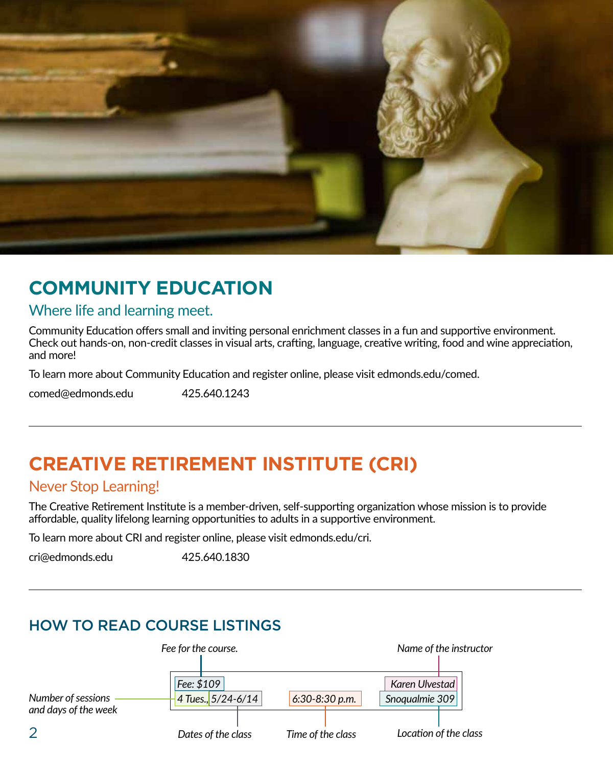## COMMUNITY EDUCATION

### Where life and learning meet.

Community Education offers small and inviting personal enrichment classes in a fun and supportive environment. Check out hands-on, non-credit classes in visual arts, crafting, language, creative writing, food and wine appreciation, and more!

To learn more about Community Education and register online, please visit edmonds.edu/comed.

comed@edmonds.edu 425.640.1243

---

## CREATIVE RETIREMENT INSTITUTE (CRI)

### Never Stop Learning!

The Creative Retirement Institute is a member-driven, self-supporting organization whose mission is to provide affordable, quality lifelong learning opportunities to adults in a supportive environment.

To learn more about CRI and register online, please visit edmonds.edu/cri.

cri@edmonds.edu 425.640.1830

---

## HOW TO READ COURSE LISTINGS

| Fee: $109 | | | Karen Ulvestad |
|---|---|---|---|
| 4 Tues., | 5/24-6/14 | 6:30-8:30 p.m. | Snoqualmie 309 |

- *Fee for the course.* — Fee: $109
- *Name of the instructor* — Karen Ulvestad
- *Number of sessions and days of the week* — 4 Tues.,
- *Dates of the class* — 5/24-6/14
- *Time of the class* — 6:30-8:30 p.m.
- *Location of the class* — Snoqualmie 309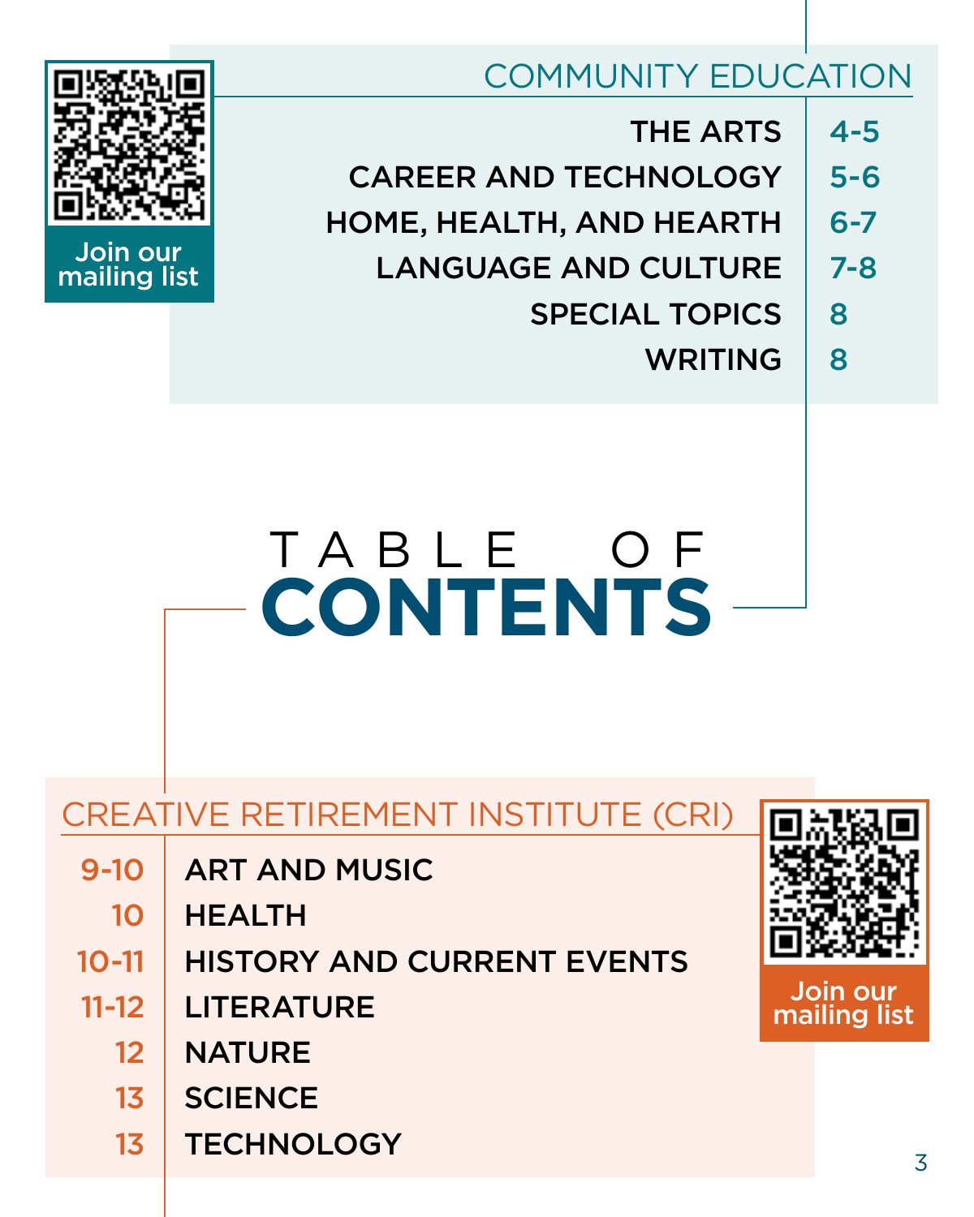# TABLE OF CONTENTS

## COMMUNITY EDUCATION

| Section | Pages |
| --- | --- |
| THE ARTS | 4-5 |
| CAREER AND TECHNOLOGY | 5-6 |
| HOME, HEALTH, AND HEARTH | 6-7 |
| LANGUAGE AND CULTURE | 7-8 |
| SPECIAL TOPICS | 8 |
| WRITING | 8 |

Join our mailing list

## CREATIVE RETIREMENT INSTITUTE (CRI)

| Pages | Section |
| --- | --- |
| 9-10 | ART AND MUSIC |
| 10 | HEALTH |
| 10-11 | HISTORY AND CURRENT EVENTS |
| 11-12 | LITERATURE |
| 12 | NATURE |
| 13 | SCIENCE |
| 13 | TECHNOLOGY |

Join our mailing list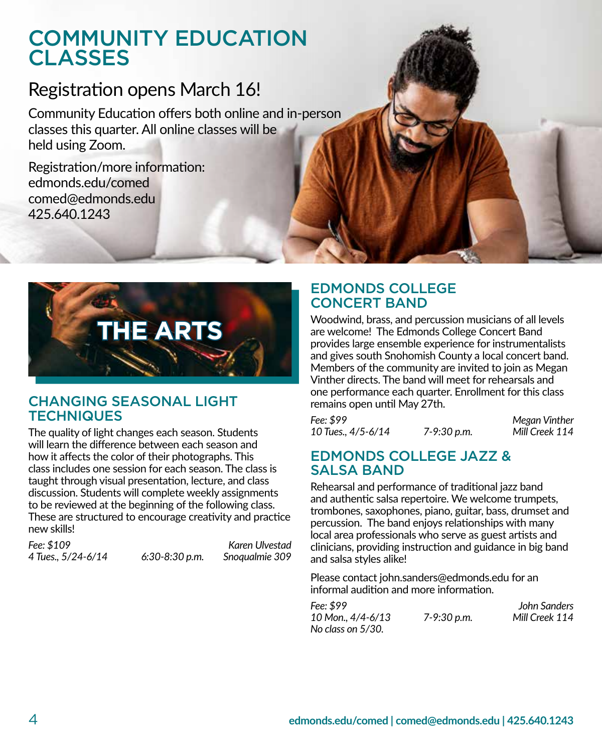# COMMUNITY EDUCATION CLASSES

## Registration opens March 16!

Community Education offers both online and in-person classes this quarter. All online classes will be held using Zoom.

Registration/more information:
edmonds.edu/comed
comed@edmonds.edu
425.640.1243

# THE ARTS

### CHANGING SEASONAL LIGHT TECHNIQUES

The quality of light changes each season. Students will learn the difference between each season and how it affects the color of their photographs. This class includes one session for each season. The class is taught through visual presentation, lecture, and class discussion. Students will complete weekly assignments to be reviewed at the beginning of the following class. These are structured to encourage creativity and practice new skills!

*Fee: $109* — *Karen Ulvestad*
*4 Tues., 5/24-6/14* — *6:30-8:30 p.m.* — *Snoqualmie 309*

### EDMONDS COLLEGE CONCERT BAND

Woodwind, brass, and percussion musicians of all levels are welcome! The Edmonds College Concert Band provides large ensemble experience for instrumentalists and gives south Snohomish County a local concert band. Members of the community are invited to join as Megan Vinther directs. The band will meet for rehearsals and one performance each quarter. Enrollment for this class remains open until May 27th.

*Fee: $99* — *Megan Vinther*
*10 Tues., 4/5-6/14* — *7-9:30 p.m.* — *Mill Creek 114*

### EDMONDS COLLEGE JAZZ & SALSA BAND

Rehearsal and performance of traditional jazz band and authentic salsa repertoire. We welcome trumpets, trombones, saxophones, piano, guitar, bass, drumset and percussion. The band enjoys relationships with many local area professionals who serve as guest artists and clinicians, providing instruction and guidance in big band and salsa styles alike!

Please contact john.sanders@edmonds.edu for an informal audition and more information.

*Fee: $99* — *John Sanders*
*10 Mon., 4/4-6/13* — *7-9:30 p.m.* — *Mill Creek 114*
*No class on 5/30.*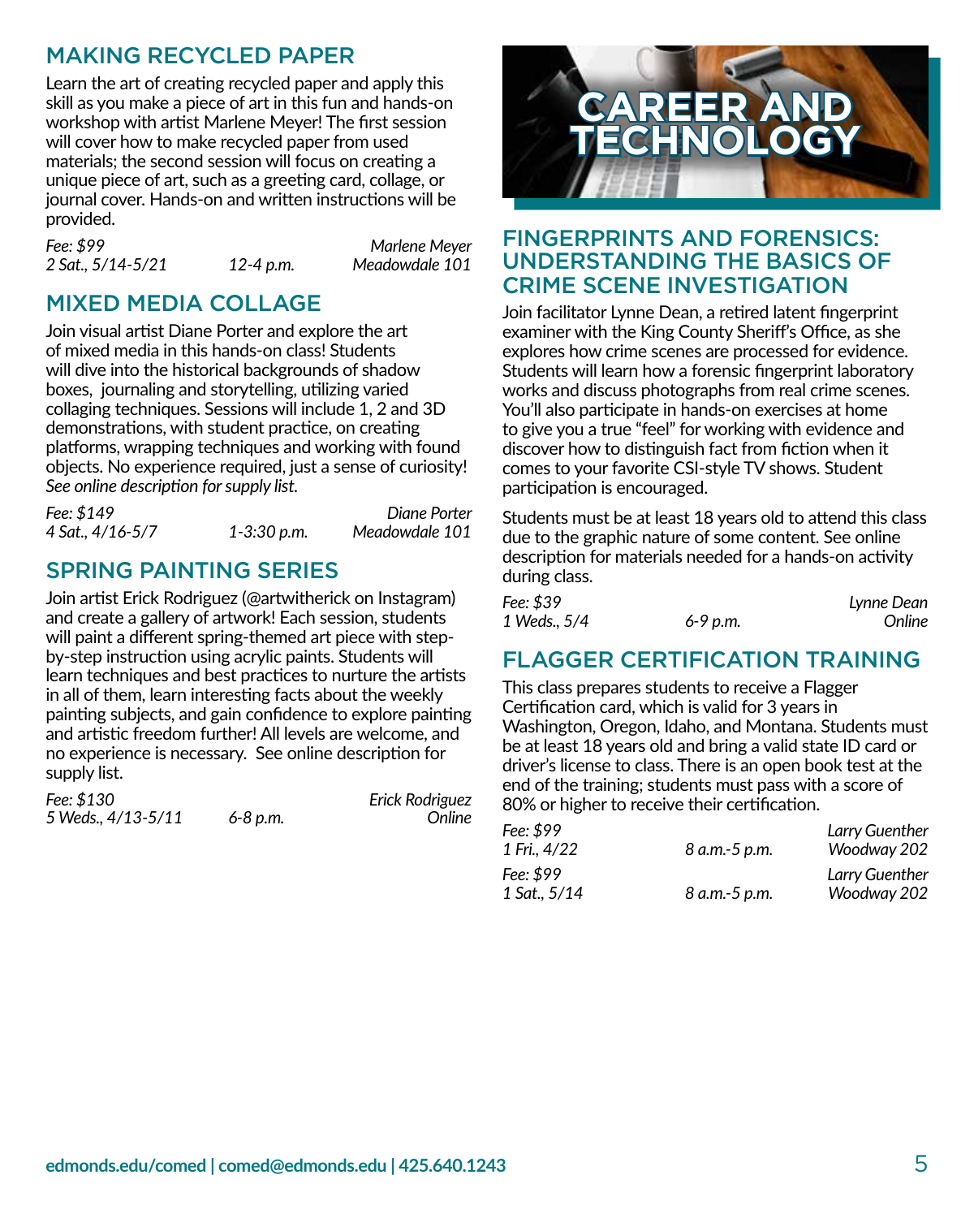## MAKING RECYCLED PAPER

Learn the art of creating recycled paper and apply this skill as you make a piece of art in this fun and hands-on workshop with artist Marlene Meyer! The first session will cover how to make recycled paper from used materials; the second session will focus on creating a unique piece of art, such as a greeting card, collage, or journal cover. Hands-on and written instructions will be provided.

*Fee: $99* — *Marlene Meyer*
*2 Sat., 5/14-5/21* — *12-4 p.m.* — *Meadowdale 101*

## MIXED MEDIA COLLAGE

Join visual artist Diane Porter and explore the art of mixed media in this hands-on class! Students will dive into the historical backgrounds of shadow boxes, journaling and storytelling, utilizing varied collaging techniques. Sessions will include 1, 2 and 3D demonstrations, with student practice, on creating platforms, wrapping techniques and working with found objects. No experience required, just a sense of curiosity! *See online description for supply list.*

*Fee: $149* — *Diane Porter*
*4 Sat., 4/16-5/7* — *1-3:30 p.m.* — *Meadowdale 101*

## SPRING PAINTING SERIES

Join artist Erick Rodriguez (@artwitherick on Instagram) and create a gallery of artwork! Each session, students will paint a different spring-themed art piece with step-by-step instruction using acrylic paints. Students will learn techniques and best practices to nurture the artists in all of them, learn interesting facts about the weekly painting subjects, and gain confidence to explore painting and artistic freedom further! All levels are welcome, and no experience is necessary. See online description for supply list.

*Fee: $130* — *Erick Rodriguez*
*5 Weds., 4/13-5/11* — *6-8 p.m.* — *Online*

# CAREER AND TECHNOLOGY

## FINGERPRINTS AND FORENSICS: UNDERSTANDING THE BASICS OF CRIME SCENE INVESTIGATION

Join facilitator Lynne Dean, a retired latent fingerprint examiner with the King County Sheriff's Office, as she explores how crime scenes are processed for evidence. Students will learn how a forensic fingerprint laboratory works and discuss photographs from real crime scenes. You'll also participate in hands-on exercises at home to give you a true "feel" for working with evidence and discover how to distinguish fact from fiction when it comes to your favorite CSI-style TV shows. Student participation is encouraged.

Students must be at least 18 years old to attend this class due to the graphic nature of some content. See online description for materials needed for a hands-on activity during class.

*Fee: $39* — *Lynne Dean*
*1 Weds., 5/4* — *6-9 p.m.* — *Online*

## FLAGGER CERTIFICATION TRAINING

This class prepares students to receive a Flagger Certification card, which is valid for 3 years in Washington, Oregon, Idaho, and Montana. Students must be at least 18 years old and bring a valid state ID card or driver's license to class. There is an open book test at the end of the training; students must pass with a score of 80% or higher to receive their certification.

*Fee: $99* — *Larry Guenther*
*1 Fri., 4/22* — *8 a.m.-5 p.m.* — *Woodway 202*

*Fee: $99* — *Larry Guenther*
*1 Sat., 5/14* — *8 a.m.-5 p.m.* — *Woodway 202*

**edmonds.edu/comed | comed@edmonds.edu | 425.640.1243**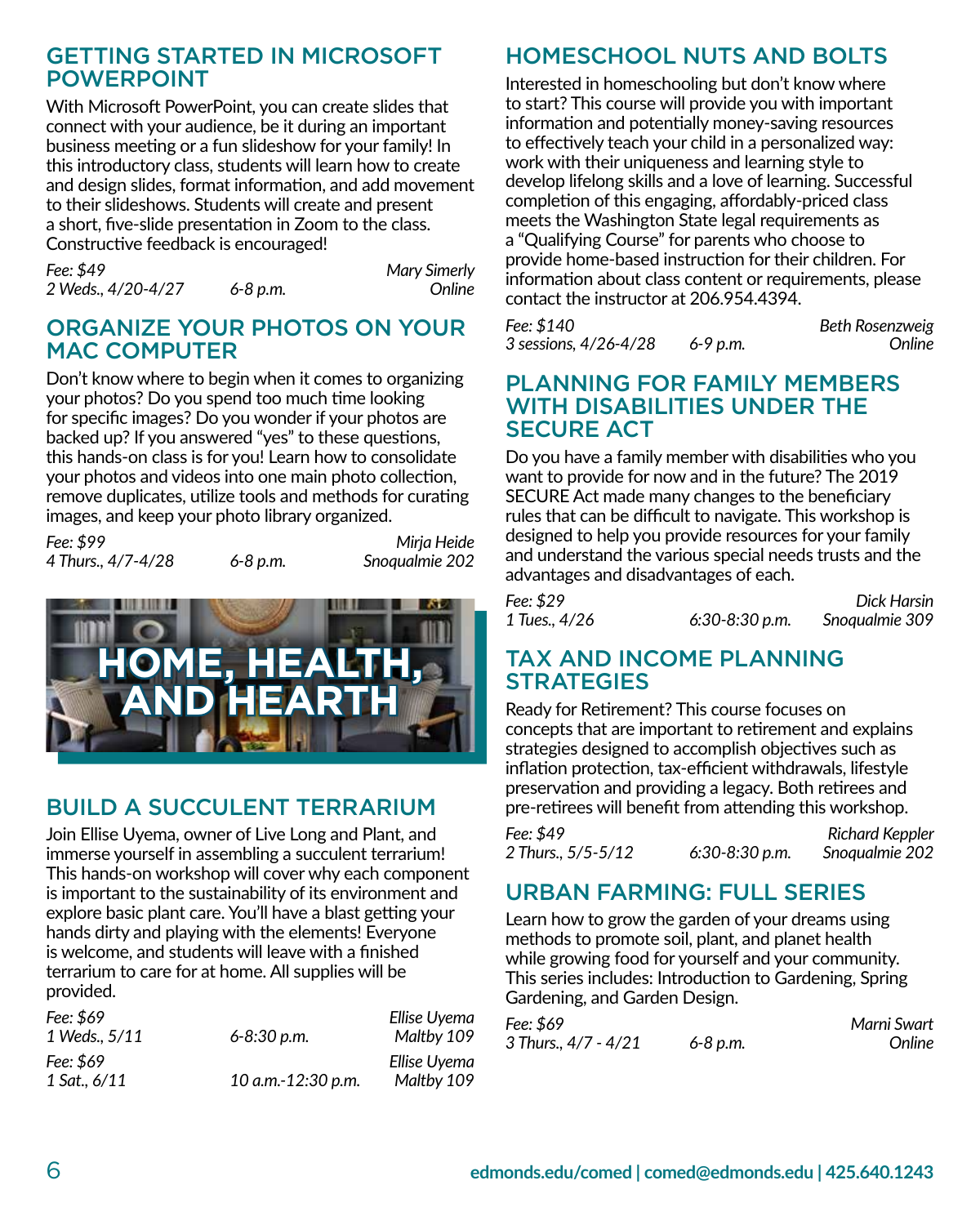## GETTING STARTED IN MICROSOFT POWERPOINT

With Microsoft PowerPoint, you can create slides that connect with your audience, be it during an important business meeting or a fun slideshow for your family! In this introductory class, students will learn how to create and design slides, format information, and add movement to their slideshows. Students will create and present a short, five-slide presentation in Zoom to the class. Constructive feedback is encouraged!

*Fee: $49* — *Mary Simerly*
*2 Weds., 4/20-4/27* — *6-8 p.m.* — *Online*

## ORGANIZE YOUR PHOTOS ON YOUR MAC COMPUTER

Don't know where to begin when it comes to organizing your photos? Do you spend too much time looking for specific images? Do you wonder if your photos are backed up? If you answered "yes" to these questions, this hands-on class is for you! Learn how to consolidate your photos and videos into one main photo collection, remove duplicates, utilize tools and methods for curating images, and keep your photo library organized.

*Fee: $99* — *Mirja Heide*
*4 Thurs., 4/7-4/28* — *6-8 p.m.* — *Snoqualmie 202*

# HOME, HEALTH, AND HEARTH

## BUILD A SUCCULENT TERRARIUM

Join Ellise Uyema, owner of Live Long and Plant, and immerse yourself in assembling a succulent terrarium! This hands-on workshop will cover why each component is important to the sustainability of its environment and explore basic plant care. You'll have a blast getting your hands dirty and playing with the elements! Everyone is welcome, and students will leave with a finished terrarium to care for at home. All supplies will be provided.

*Fee: $69* — *Ellise Uyema*
*1 Weds., 5/11* — *6-8:30 p.m.* — *Maltby 109*

*Fee: $69* — *Ellise Uyema*
*1 Sat., 6/11* — *10 a.m.-12:30 p.m.* — *Maltby 109*

## HOMESCHOOL NUTS AND BOLTS

Interested in homeschooling but don't know where to start? This course will provide you with important information and potentially money-saving resources to effectively teach your child in a personalized way: work with their uniqueness and learning style to develop lifelong skills and a love of learning. Successful completion of this engaging, affordably-priced class meets the Washington State legal requirements as a "Qualifying Course" for parents who choose to provide home-based instruction for their children. For information about class content or requirements, please contact the instructor at 206.954.4394.

*Fee: $140* — *Beth Rosenzweig*
*3 sessions, 4/26-4/28* — *6-9 p.m.* — *Online*

## PLANNING FOR FAMILY MEMBERS WITH DISABILITIES UNDER THE SECURE ACT

Do you have a family member with disabilities who you want to provide for now and in the future? The 2019 SECURE Act made many changes to the beneficiary rules that can be difficult to navigate. This workshop is designed to help you provide resources for your family and understand the various special needs trusts and the advantages and disadvantages of each.

*Fee: $29* — *Dick Harsin*
*1 Tues., 4/26* — *6:30-8:30 p.m.* — *Snoqualmie 309*

## TAX AND INCOME PLANNING STRATEGIES

Ready for Retirement? This course focuses on concepts that are important to retirement and explains strategies designed to accomplish objectives such as inflation protection, tax-efficient withdrawals, lifestyle preservation and providing a legacy. Both retirees and pre-retirees will benefit from attending this workshop.

*Fee: $49* — *Richard Keppler*
*2 Thurs., 5/5-5/12* — *6:30-8:30 p.m.* — *Snoqualmie 202*

## URBAN FARMING: FULL SERIES

Learn how to grow the garden of your dreams using methods to promote soil, plant, and planet health while growing food for yourself and your community. This series includes: Introduction to Gardening, Spring Gardening, and Garden Design.

*Fee: $69* — *Marni Swart*
*3 Thurs., 4/7 - 4/21* — *6-8 p.m.* — *Online*

**edmonds.edu/comed | comed@edmonds.edu | 425.640.1243**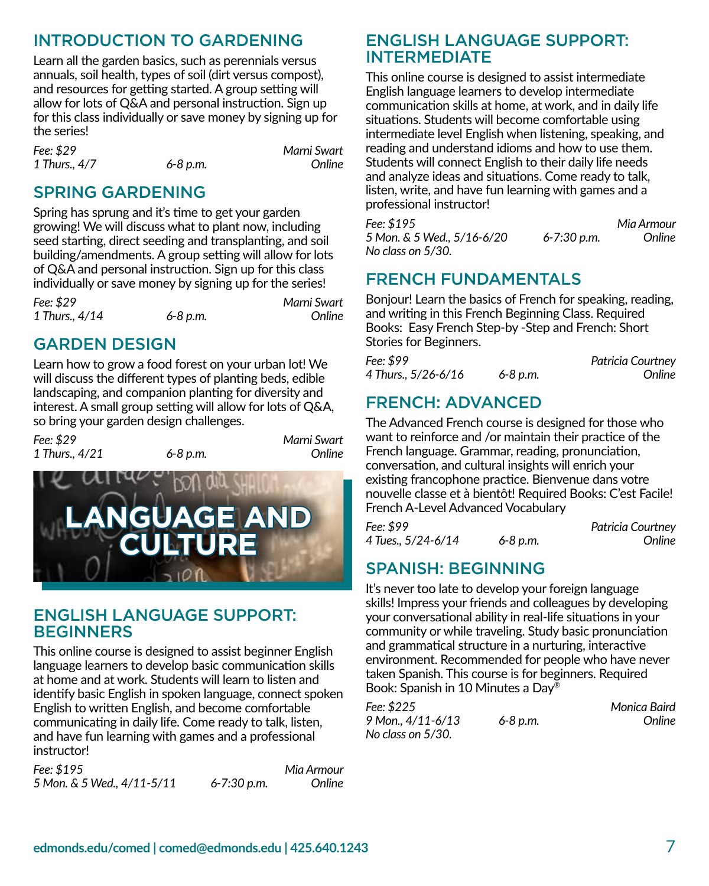## INTRODUCTION TO GARDENING

Learn all the garden basics, such as perennials versus annuals, soil health, types of soil (dirt versus compost), and resources for getting started. A group setting will allow for lots of Q&A and personal instruction. Sign up for this class individually or save money by signing up for the series!

*Fee: $29* — *Marni Swart*
*1 Thurs., 4/7* — *6-8 p.m.* — *Online*

## SPRING GARDENING

Spring has sprung and it's time to get your garden growing! We will discuss what to plant now, including seed starting, direct seeding and transplanting, and soil building/amendments. A group setting will allow for lots of Q&A and personal instruction. Sign up for this class individually or save money by signing up for the series!

*Fee: $29* — *Marni Swart*
*1 Thurs., 4/14* — *6-8 p.m.* — *Online*

## GARDEN DESIGN

Learn how to grow a food forest on your urban lot! We will discuss the different types of planting beds, edible landscaping, and companion planting for diversity and interest. A small group setting will allow for lots of Q&A, so bring your garden design challenges.

*Fee: $29* — *Marni Swart*
*1 Thurs., 4/21* — *6-8 p.m.* — *Online*

# LANGUAGE AND CULTURE

## ENGLISH LANGUAGE SUPPORT: BEGINNERS

This online course is designed to assist beginner English language learners to develop basic communication skills at home and at work. Students will learn to listen and identify basic English in spoken language, connect spoken English to written English, and become comfortable communicating in daily life. Come ready to talk, listen, and have fun learning with games and a professional instructor!

*Fee: $195* — *Mia Armour*
*5 Mon. & 5 Wed., 4/11-5/11* — *6-7:30 p.m.* — *Online*

## ENGLISH LANGUAGE SUPPORT: INTERMEDIATE

This online course is designed to assist intermediate English language learners to develop intermediate communication skills at home, at work, and in daily life situations. Students will become comfortable using intermediate level English when listening, speaking, and reading and understand idioms and how to use them. Students will connect English to their daily life needs and analyze ideas and situations. Come ready to talk, listen, write, and have fun learning with games and a professional instructor!

*Fee: $195* — *Mia Armour*
*5 Mon. & 5 Wed., 5/16-6/20* — *6-7:30 p.m.* — *Online*
*No class on 5/30.*

## FRENCH FUNDAMENTALS

Bonjour! Learn the basics of French for speaking, reading, and writing in this French Beginning Class. Required Books: Easy French Step-by -Step and French: Short Stories for Beginners.

*Fee: $99* — *Patricia Courtney*
*4 Thurs., 5/26-6/16* — *6-8 p.m.* — *Online*

## FRENCH: ADVANCED

The Advanced French course is designed for those who want to reinforce and /or maintain their practice of the French language. Grammar, reading, pronunciation, conversation, and cultural insights will enrich your existing francophone practice. Bienvenue dans votre nouvelle classe et à bientôt! Required Books: C'est Facile! French A-Level Advanced Vocabulary

*Fee: $99* — *Patricia Courtney*
*4 Tues., 5/24-6/14* — *6-8 p.m.* — *Online*

## SPANISH: BEGINNING

It's never too late to develop your foreign language skills! Impress your friends and colleagues by developing your conversational ability in real-life situations in your community or while traveling. Study basic pronunciation and grammatical structure in a nurturing, interactive environment. Recommended for people who have never taken Spanish. This course is for beginners. Required Book: Spanish in 10 Minutes a Day®

*Fee: $225* — *Monica Baird*
*9 Mon., 4/11-6/13* — *6-8 p.m.* — *Online*
*No class on 5/30.*

**edmonds.edu/comed | comed@edmonds.edu | 425.640.1243**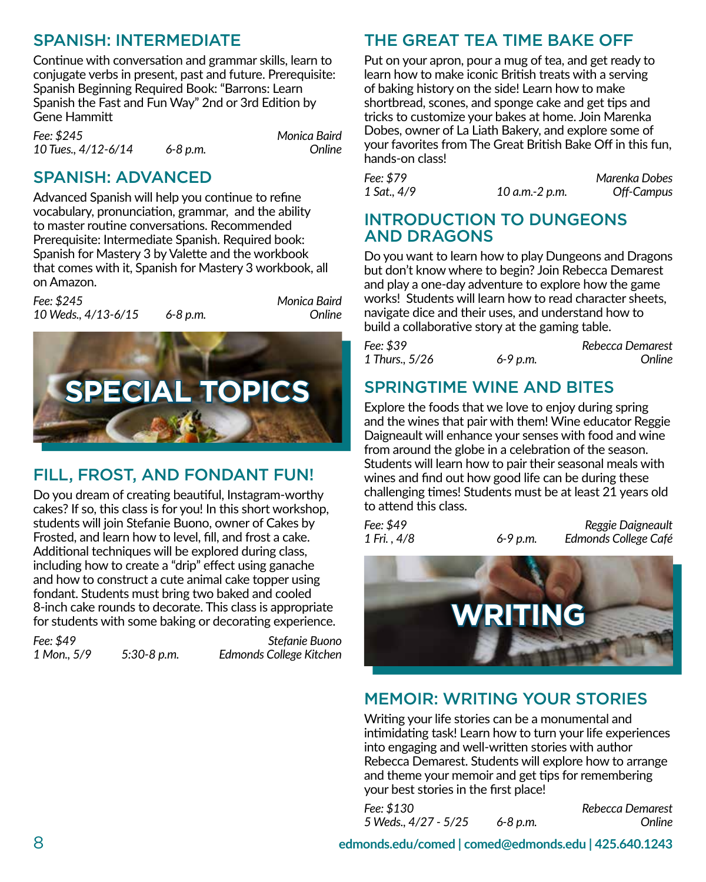## SPANISH: INTERMEDIATE

Continue with conversation and grammar skills, learn to conjugate verbs in present, past and future. Prerequisite: Spanish Beginning Required Book: "Barrons: Learn Spanish the Fast and Fun Way" 2nd or 3rd Edition by Gene Hammitt

*Fee: $245* *Monica Baird*
*10 Tues., 4/12-6/14* *6-8 p.m.* *Online*

## SPANISH: ADVANCED

Advanced Spanish will help you continue to refine vocabulary, pronunciation, grammar, and the ability to master routine conversations. Recommended Prerequisite: Intermediate Spanish. Required book: Spanish for Mastery 3 by Valette and the workbook that comes with it, Spanish for Mastery 3 workbook, all on Amazon.

*Fee: $245* *Monica Baird*
*10 Weds., 4/13-6/15* *6-8 p.m.* *Online*

# SPECIAL TOPICS

## FILL, FROST, AND FONDANT FUN!

Do you dream of creating beautiful, Instagram-worthy cakes? If so, this class is for you! In this short workshop, students will join Stefanie Buono, owner of Cakes by Frosted, and learn how to level, fill, and frost a cake. Additional techniques will be explored during class, including how to create a "drip" effect using ganache and how to construct a cute animal cake topper using fondant. Students must bring two baked and cooled 8-inch cake rounds to decorate. This class is appropriate for students with some baking or decorating experience.

*Fee: $49* *Stefanie Buono*
*1 Mon., 5/9* *5:30-8 p.m.* *Edmonds College Kitchen*

## THE GREAT TEA TIME BAKE OFF

Put on your apron, pour a mug of tea, and get ready to learn how to make iconic British treats with a serving of baking history on the side! Learn how to make shortbread, scones, and sponge cake and get tips and tricks to customize your bakes at home. Join Marenka Dobes, owner of La Liath Bakery, and explore some of your favorites from The Great British Bake Off in this fun, hands-on class!

*Fee: $79* *Marenka Dobes*
*1 Sat., 4/9* *10 a.m.-2 p.m.* *Off-Campus*

## INTRODUCTION TO DUNGEONS AND DRAGONS

Do you want to learn how to play Dungeons and Dragons but don't know where to begin? Join Rebecca Demarest and play a one-day adventure to explore how the game works! Students will learn how to read character sheets, navigate dice and their uses, and understand how to build a collaborative story at the gaming table.

*Fee: $39* *Rebecca Demarest*
*1 Thurs., 5/26* *6-9 p.m.* *Online*

## SPRINGTIME WINE AND BITES

Explore the foods that we love to enjoy during spring and the wines that pair with them! Wine educator Reggie Daigneault will enhance your senses with food and wine from around the globe in a celebration of the season. Students will learn how to pair their seasonal meals with wines and find out how good life can be during these challenging times! Students must be at least 21 years old to attend this class.

*Fee: $49* *Reggie Daigneault*
*1 Fri. , 4/8* *6-9 p.m.* *Edmonds College Café*

# WRITING

## MEMOIR: WRITING YOUR STORIES

Writing your life stories can be a monumental and intimidating task! Learn how to turn your life experiences into engaging and well-written stories with author Rebecca Demarest. Students will explore how to arrange and theme your memoir and get tips for remembering your best stories in the first place!

*Fee: $130* *Rebecca Demarest*
*5 Weds., 4/27 - 5/25* *6-8 p.m.* *Online*

**edmonds.edu/comed | comed@edmonds.edu | 425.640.1243**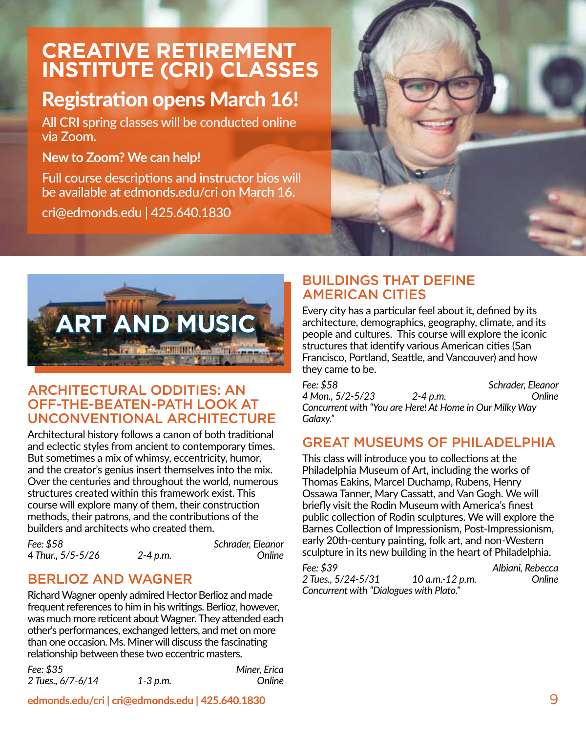# CREATIVE RETIREMENT INSTITUTE (CRI) CLASSES

## Registration opens March 16!

All CRI spring classes will be conducted online via Zoom.

**New to Zoom? We can help!**

Full course descriptions and instructor bios will be available at edmonds.edu/cri on March 16.

cri@edmonds.edu | 425.640.1830

# ART AND MUSIC

## ARCHITECTURAL ODDITIES: AN OFF-THE-BEATEN-PATH LOOK AT UNCONVENTIONAL ARCHITECTURE

Architectural history follows a canon of both traditional and eclectic styles from ancient to contemporary times. But sometimes a mix of whimsy, eccentricity, humor, and the creator's genius insert themselves into the mix. Over the centuries and throughout the world, numerous structures created within this framework exist. This course will explore many of them, their construction methods, their patrons, and the contributions of the builders and architects who created them.

*Fee: $58 — Schrader, Eleanor*
*4 Thur., 5/5-5/26 — 2-4 p.m. — Online*

## BERLIOZ AND WAGNER

Richard Wagner openly admired Hector Berlioz and made frequent references to him in his writings. Berlioz, however, was much more reticent about Wagner. They attended each other's performances, exchanged letters, and met on more than one occasion. Ms. Miner will discuss the fascinating relationship between these two eccentric masters.

*Fee: $35 — Miner, Erica*
*2 Tues., 6/7-6/14 — 1-3 p.m. — Online*

## BUILDINGS THAT DEFINE AMERICAN CITIES

Every city has a particular feel about it, defined by its architecture, demographics, geography, climate, and its people and cultures. This course will explore the iconic structures that identify various American cities (San Francisco, Portland, Seattle, and Vancouver) and how they came to be.

*Fee: $58 — Schrader, Eleanor*
*4 Mon., 5/2-5/23 — 2-4 p.m. — Online*
*Concurrent with "You are Here! At Home in Our Milky Way Galaxy."*

## GREAT MUSEUMS OF PHILADELPHIA

This class will introduce you to collections at the Philadelphia Museum of Art, including the works of Thomas Eakins, Marcel Duchamp, Rubens, Henry Ossawa Tanner, Mary Cassatt, and Van Gogh. We will briefly visit the Rodin Museum with America's finest public collection of Rodin sculptures. We will explore the Barnes Collection of Impressionism, Post-Impressionism, early 20th-century painting, folk art, and non-Western sculpture in its new building in the heart of Philadelphia.

*Fee: $39 — Albiani, Rebecca*
*2 Tues., 5/24-5/31 — 10 a.m.-12 p.m. — Online*
*Concurrent with "Dialogues with Plato."*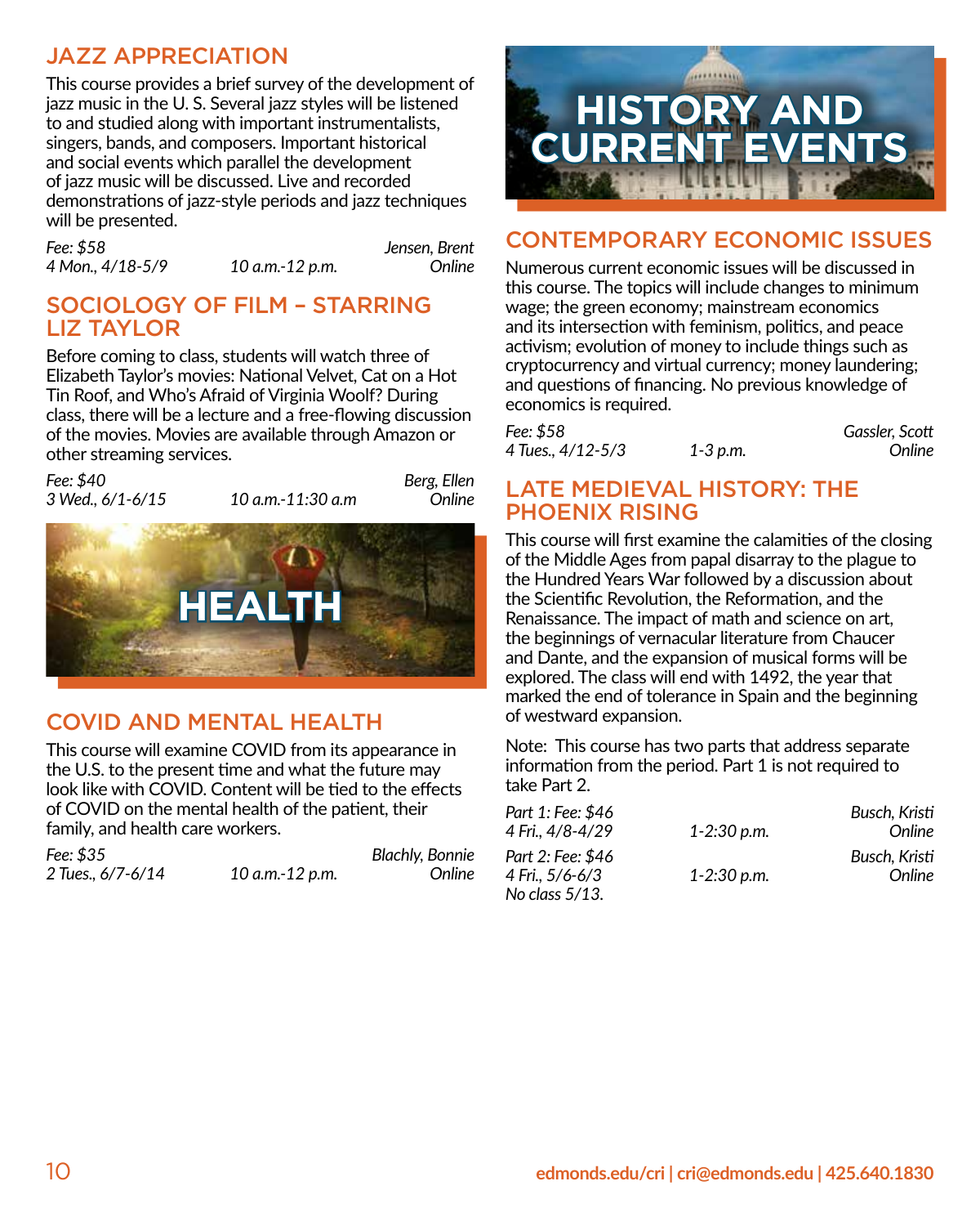## JAZZ APPRECIATION

This course provides a brief survey of the development of jazz music in the U. S. Several jazz styles will be listened to and studied along with important instrumentalists, singers, bands, and composers. Important historical and social events which parallel the development of jazz music will be discussed. Live and recorded demonstrations of jazz-style periods and jazz techniques will be presented.

*Fee: $58* — *Jensen, Brent*
*4 Mon., 4/18-5/9* — *10 a.m.-12 p.m.* — *Online*

## SOCIOLOGY OF FILM – STARRING LIZ TAYLOR

Before coming to class, students will watch three of Elizabeth Taylor's movies: National Velvet, Cat on a Hot Tin Roof, and Who's Afraid of Virginia Woolf? During class, there will be a lecture and a free-flowing discussion of the movies. Movies are available through Amazon or other streaming services.

*Fee: $40* — *Berg, Ellen*
*3 Wed., 6/1-6/15* — *10 a.m.-11:30 a.m* — *Online*

# HEALTH

## COVID AND MENTAL HEALTH

This course will examine COVID from its appearance in the U.S. to the present time and what the future may look like with COVID. Content will be tied to the effects of COVID on the mental health of the patient, their family, and health care workers.

*Fee: $35* — *Blachly, Bonnie*
*2 Tues., 6/7-6/14* — *10 a.m.-12 p.m.* — *Online*

# HISTORY AND CURRENT EVENTS

## CONTEMPORARY ECONOMIC ISSUES

Numerous current economic issues will be discussed in this course. The topics will include changes to minimum wage; the green economy; mainstream economics and its intersection with feminism, politics, and peace activism; evolution of money to include things such as cryptocurrency and virtual currency; money laundering; and questions of financing. No previous knowledge of economics is required.

*Fee: $58* — *Gassler, Scott*
*4 Tues., 4/12-5/3* — *1-3 p.m.* — *Online*

## LATE MEDIEVAL HISTORY: THE PHOENIX RISING

This course will first examine the calamities of the closing of the Middle Ages from papal disarray to the plague to the Hundred Years War followed by a discussion about the Scientific Revolution, the Reformation, and the Renaissance. The impact of math and science on art, the beginnings of vernacular literature from Chaucer and Dante, and the expansion of musical forms will be explored. The class will end with 1492, the year that marked the end of tolerance in Spain and the beginning of westward expansion.

Note: This course has two parts that address separate information from the period. Part 1 is not required to take Part 2.

*Part 1: Fee: $46* — *Busch, Kristi*
*4 Fri., 4/8-4/29* — *1-2:30 p.m.* — *Online*

*Part 2: Fee: $46* — *Busch, Kristi*
*4 Fri., 5/6-6/3* — *1-2:30 p.m.* — *Online*
*No class 5/13.*

edmonds.edu/cri | cri@edmonds.edu | 425.640.1830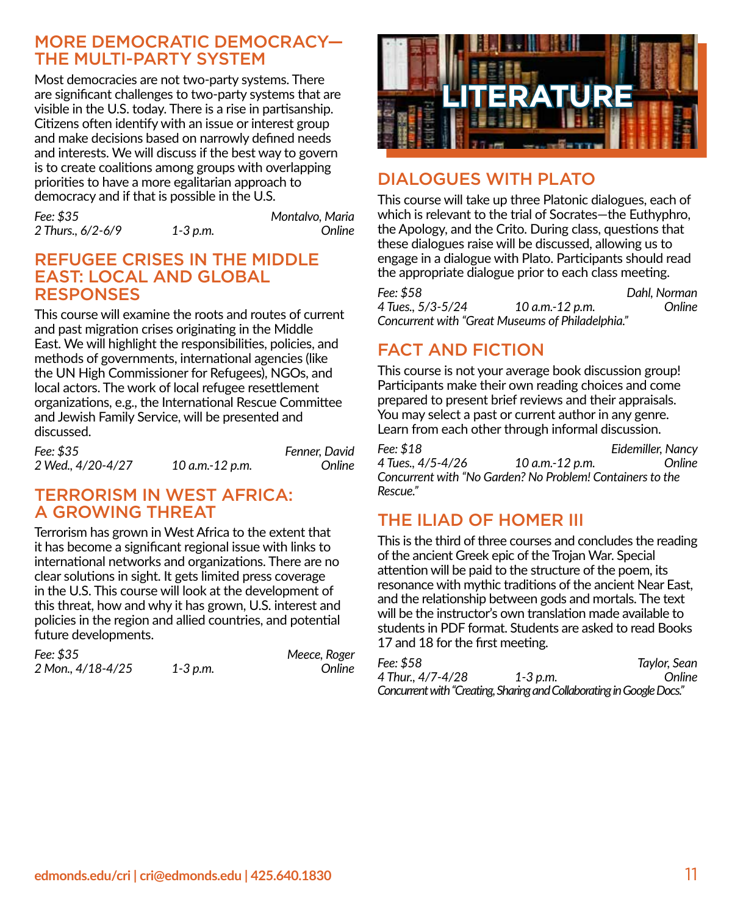## MORE DEMOCRATIC DEMOCRACY—THE MULTI-PARTY SYSTEM

Most democracies are not two-party systems. There are significant challenges to two-party systems that are visible in the U.S. today. There is a rise in partisanship. Citizens often identify with an issue or interest group and make decisions based on narrowly defined needs and interests. We will discuss if the best way to govern is to create coalitions among groups with overlapping priorities to have a more egalitarian approach to democracy and if that is possible in the U.S.

*Fee: $35* — *Montalvo, Maria*
*2 Thurs., 6/2-6/9* — *1-3 p.m.* — *Online*

## REFUGEE CRISES IN THE MIDDLE EAST: LOCAL AND GLOBAL RESPONSES

This course will examine the roots and routes of current and past migration crises originating in the Middle East. We will highlight the responsibilities, policies, and methods of governments, international agencies (like the UN High Commissioner for Refugees), NGOs, and local actors. The work of local refugee resettlement organizations, e.g., the International Rescue Committee and Jewish Family Service, will be presented and discussed.

*Fee: $35* — *Fenner, David*
*2 Wed., 4/20-4/27* — *10 a.m.-12 p.m.* — *Online*

## TERRORISM IN WEST AFRICA: A GROWING THREAT

Terrorism has grown in West Africa to the extent that it has become a significant regional issue with links to international networks and organizations. There are no clear solutions in sight. It gets limited press coverage in the U.S. This course will look at the development of this threat, how and why it has grown, U.S. interest and policies in the region and allied countries, and potential future developments.

*Fee: $35* — *Meece, Roger*
*2 Mon., 4/18-4/25* — *1-3 p.m.* — *Online*

# LITERATURE

## DIALOGUES WITH PLATO

This course will take up three Platonic dialogues, each of which is relevant to the trial of Socrates—the Euthyphro, the Apology, and the Crito. During class, questions that these dialogues raise will be discussed, allowing us to engage in a dialogue with Plato. Participants should read the appropriate dialogue prior to each class meeting.

*Fee: $58* — *Dahl, Norman*
*4 Tues., 5/3-5/24* — *10 a.m.-12 p.m.* — *Online*
*Concurrent with "Great Museums of Philadelphia."*

## FACT AND FICTION

This course is not your average book discussion group! Participants make their own reading choices and come prepared to present brief reviews and their appraisals. You may select a past or current author in any genre. Learn from each other through informal discussion.

*Fee: $18* — *Eidemiller, Nancy*
*4 Tues., 4/5-4/26* — *10 a.m.-12 p.m.* — *Online*
*Concurrent with "No Garden? No Problem! Containers to the Rescue."*

## THE ILIAD OF HOMER III

This is the third of three courses and concludes the reading of the ancient Greek epic of the Trojan War. Special attention will be paid to the structure of the poem, its resonance with mythic traditions of the ancient Near East, and the relationship between gods and mortals. The text will be the instructor's own translation made available to students in PDF format. Students are asked to read Books 17 and 18 for the first meeting.

*Fee: $58* — *Taylor, Sean*
*4 Thur., 4/7-4/28* — *1-3 p.m.* — *Online*
*Concurrent with "Creating, Sharing and Collaborating in Google Docs."*

**edmonds.edu/cri | cri@edmonds.edu | 425.640.1830**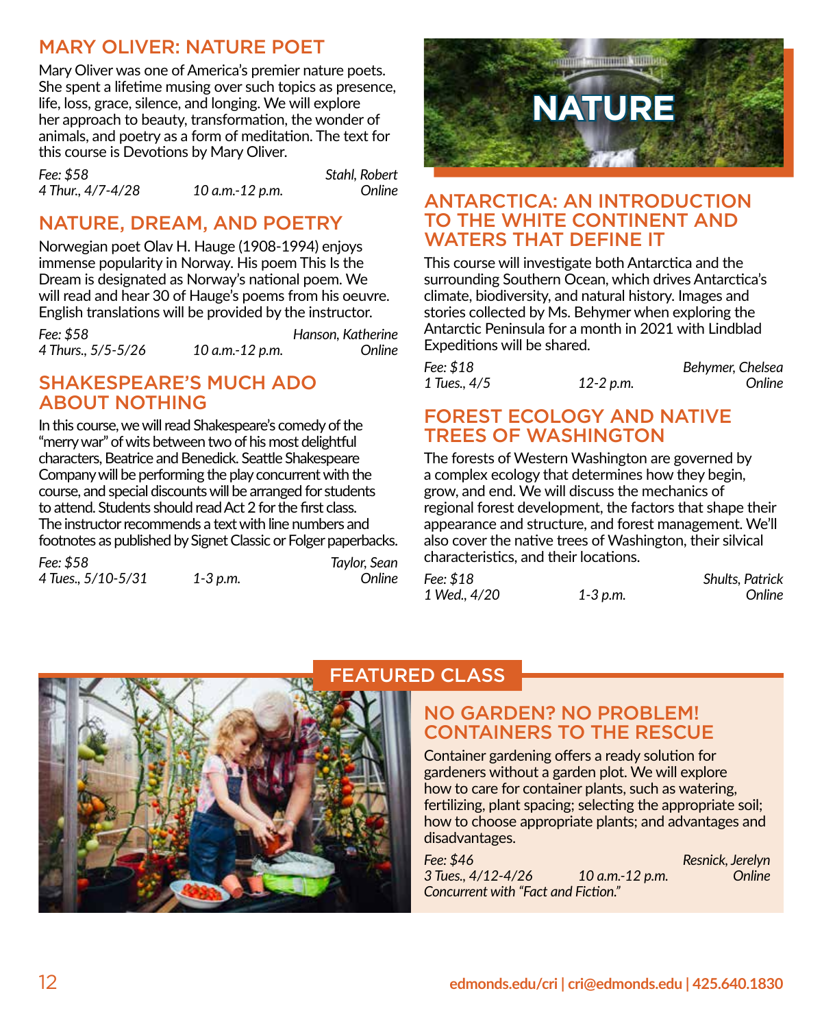## MARY OLIVER: NATURE POET

Mary Oliver was one of America's premier nature poets. She spent a lifetime musing over such topics as presence, life, loss, grace, silence, and longing. We will explore her approach to beauty, transformation, the wonder of animals, and poetry as a form of meditation. The text for this course is Devotions by Mary Oliver.

*Fee: $58* *Stahl, Robert*
*4 Thur., 4/7-4/28* *10 a.m.-12 p.m.* *Online*

## NATURE, DREAM, AND POETRY

Norwegian poet Olav H. Hauge (1908-1994) enjoys immense popularity in Norway. His poem This Is the Dream is designated as Norway's national poem. We will read and hear 30 of Hauge's poems from his oeuvre. English translations will be provided by the instructor.

*Fee: $58* *Hanson, Katherine*
*4 Thurs., 5/5-5/26* *10 a.m.-12 p.m.* *Online*

## SHAKESPEARE'S MUCH ADO ABOUT NOTHING

In this course, we will read Shakespeare's comedy of the "merry war" of wits between two of his most delightful characters, Beatrice and Benedick. Seattle Shakespeare Company will be performing the play concurrent with the course, and special discounts will be arranged for students to attend. Students should read Act 2 for the first class. The instructor recommends a text with line numbers and footnotes as published by Signet Classic or Folger paperbacks.

*Fee: $58* *Taylor, Sean*
*4 Tues., 5/10-5/31* *1-3 p.m.* *Online*

# NATURE

## ANTARCTICA: AN INTRODUCTION TO THE WHITE CONTINENT AND WATERS THAT DEFINE IT

This course will investigate both Antarctica and the surrounding Southern Ocean, which drives Antarctica's climate, biodiversity, and natural history. Images and stories collected by Ms. Behymer when exploring the Antarctic Peninsula for a month in 2021 with Lindblad Expeditions will be shared.

*Fee: $18* *Behymer, Chelsea*
*1 Tues., 4/5* *12-2 p.m.* *Online*

## FOREST ECOLOGY AND NATIVE TREES OF WASHINGTON

The forests of Western Washington are governed by a complex ecology that determines how they begin, grow, and end. We will discuss the mechanics of regional forest development, the factors that shape their appearance and structure, and forest management. We'll also cover the native trees of Washington, their silvical characteristics, and their locations.

*Fee: $18* *Shults, Patrick*
*1 Wed., 4/20* *1-3 p.m.* *Online*

### FEATURED CLASS

## NO GARDEN? NO PROBLEM! CONTAINERS TO THE RESCUE

Container gardening offers a ready solution for gardeners without a garden plot. We will explore how to care for container plants, such as watering, fertilizing, plant spacing; selecting the appropriate soil; how to choose appropriate plants; and advantages and disadvantages.

*Fee: $46* *Resnick, Jerelyn*
*3 Tues., 4/12-4/26* *10 a.m.-12 p.m.* *Online*
*Concurrent with "Fact and Fiction."*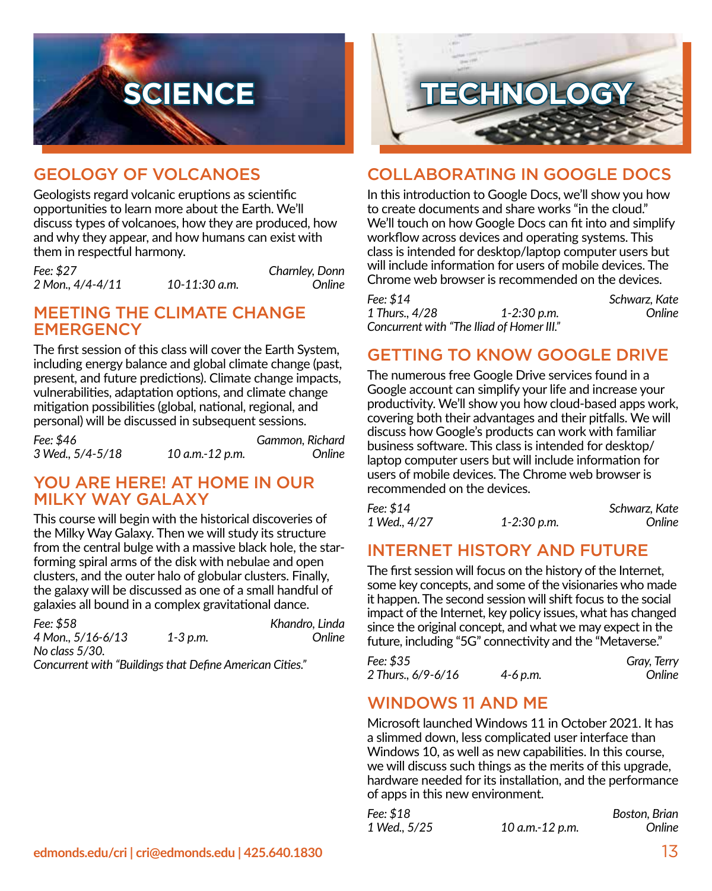# SCIENCE

## GEOLOGY OF VOLCANOES

Geologists regard volcanic eruptions as scientific opportunities to learn more about the Earth. We'll discuss types of volcanoes, how they are produced, how and why they appear, and how humans can exist with them in respectful harmony.

*Fee: $27* *Charnley, Donn*
*2 Mon., 4/4-4/11* *10-11:30 a.m.* *Online*

## MEETING THE CLIMATE CHANGE EMERGENCY

The first session of this class will cover the Earth System, including energy balance and global climate change (past, present, and future predictions). Climate change impacts, vulnerabilities, adaptation options, and climate change mitigation possibilities (global, national, regional, and personal) will be discussed in subsequent sessions.

*Fee: $46* *Gammon, Richard*
*3 Wed., 5/4-5/18* *10 a.m.-12 p.m.* *Online*

## YOU ARE HERE! AT HOME IN OUR MILKY WAY GALAXY

This course will begin with the historical discoveries of the Milky Way Galaxy. Then we will study its structure from the central bulge with a massive black hole, the star-forming spiral arms of the disk with nebulae and open clusters, and the outer halo of globular clusters. Finally, the galaxy will be discussed as one of a small handful of galaxies all bound in a complex gravitational dance.

*Fee: $58* *Khandro, Linda*
*4 Mon., 5/16-6/13* *1-3 p.m.* *Online*
*No class 5/30.*
*Concurrent with "Buildings that Define American Cities."*

# TECHNOLOGY

## COLLABORATING IN GOOGLE DOCS

In this introduction to Google Docs, we'll show you how to create documents and share works "in the cloud." We'll touch on how Google Docs can fit into and simplify workflow across devices and operating systems. This class is intended for desktop/laptop computer users but will include information for users of mobile devices. The Chrome web browser is recommended on the devices.

*Fee: $14* *Schwarz, Kate*
*1 Thurs., 4/28* *1-2:30 p.m.* *Online*
*Concurrent with "The Iliad of Homer III."*

## GETTING TO KNOW GOOGLE DRIVE

The numerous free Google Drive services found in a Google account can simplify your life and increase your productivity. We'll show you how cloud-based apps work, covering both their advantages and their pitfalls. We will discuss how Google's products can work with familiar business software. This class is intended for desktop/laptop computer users but will include information for users of mobile devices. The Chrome web browser is recommended on the devices.

*Fee: $14* *Schwarz, Kate*
*1 Wed., 4/27* *1-2:30 p.m.* *Online*

## INTERNET HISTORY AND FUTURE

The first session will focus on the history of the Internet, some key concepts, and some of the visionaries who made it happen. The second session will shift focus to the social impact of the Internet, key policy issues, what has changed since the original concept, and what we may expect in the future, including "5G" connectivity and the "Metaverse."

*Fee: $35* *Gray, Terry*
*2 Thurs., 6/9-6/16* *4-6 p.m.* *Online*

## WINDOWS 11 AND ME

Microsoft launched Windows 11 in October 2021. It has a slimmed down, less complicated user interface than Windows 10, as well as new capabilities. In this course, we will discuss such things as the merits of this upgrade, hardware needed for its installation, and the performance of apps in this new environment.

*Fee: $18* *Boston, Brian*
*1 Wed., 5/25* *10 a.m.-12 p.m.* *Online*

**edmonds.edu/cri | cri@edmonds.edu | 425.640.1830**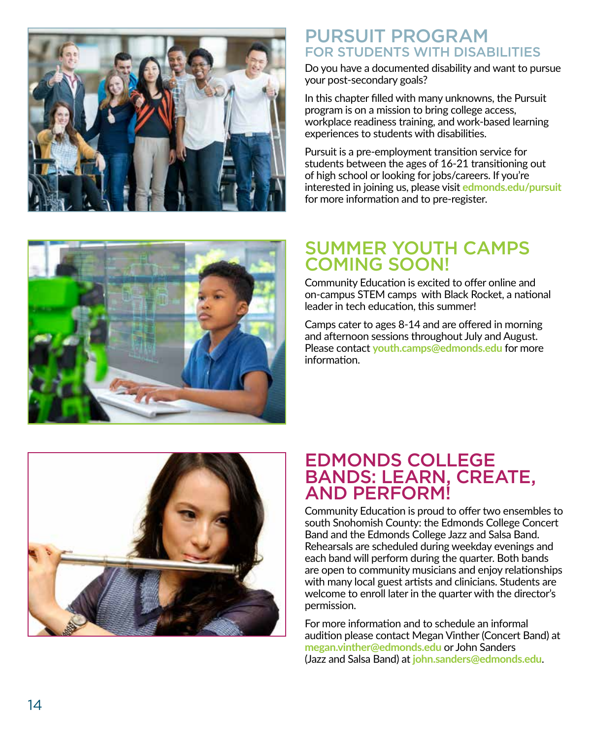## PURSUIT PROGRAM
### FOR STUDENTS WITH DISABILITIES

Do you have a documented disability and want to pursue your post-secondary goals?

In this chapter filled with many unknowns, the Pursuit program is on a mission to bring college access, workplace readiness training, and work-based learning experiences to students with disabilities.

Pursuit is a pre-employment transition service for students between the ages of 16-21 transitioning out of high school or looking for jobs/careers. If you're interested in joining us, please visit **edmonds.edu/pursuit** for more information and to pre-register.

## SUMMER YOUTH CAMPS COMING SOON!

Community Education is excited to offer online and on-campus STEM camps with Black Rocket, a national leader in tech education, this summer!

Camps cater to ages 8-14 and are offered in morning and afternoon sessions throughout July and August. Please contact **youth.camps@edmonds.edu** for more information.

## EDMONDS COLLEGE BANDS: LEARN, CREATE, AND PERFORM!

Community Education is proud to offer two ensembles to south Snohomish County: the Edmonds College Concert Band and the Edmonds College Jazz and Salsa Band. Rehearsals are scheduled during weekday evenings and each band will perform during the quarter. Both bands are open to community musicians and enjoy relationships with many local guest artists and clinicians. Students are welcome to enroll later in the quarter with the director's permission.

For more information and to schedule an informal audition please contact Megan Vinther (Concert Band) at **megan.vinther@edmonds.edu** or John Sanders (Jazz and Salsa Band) at **john.sanders@edmonds.edu**.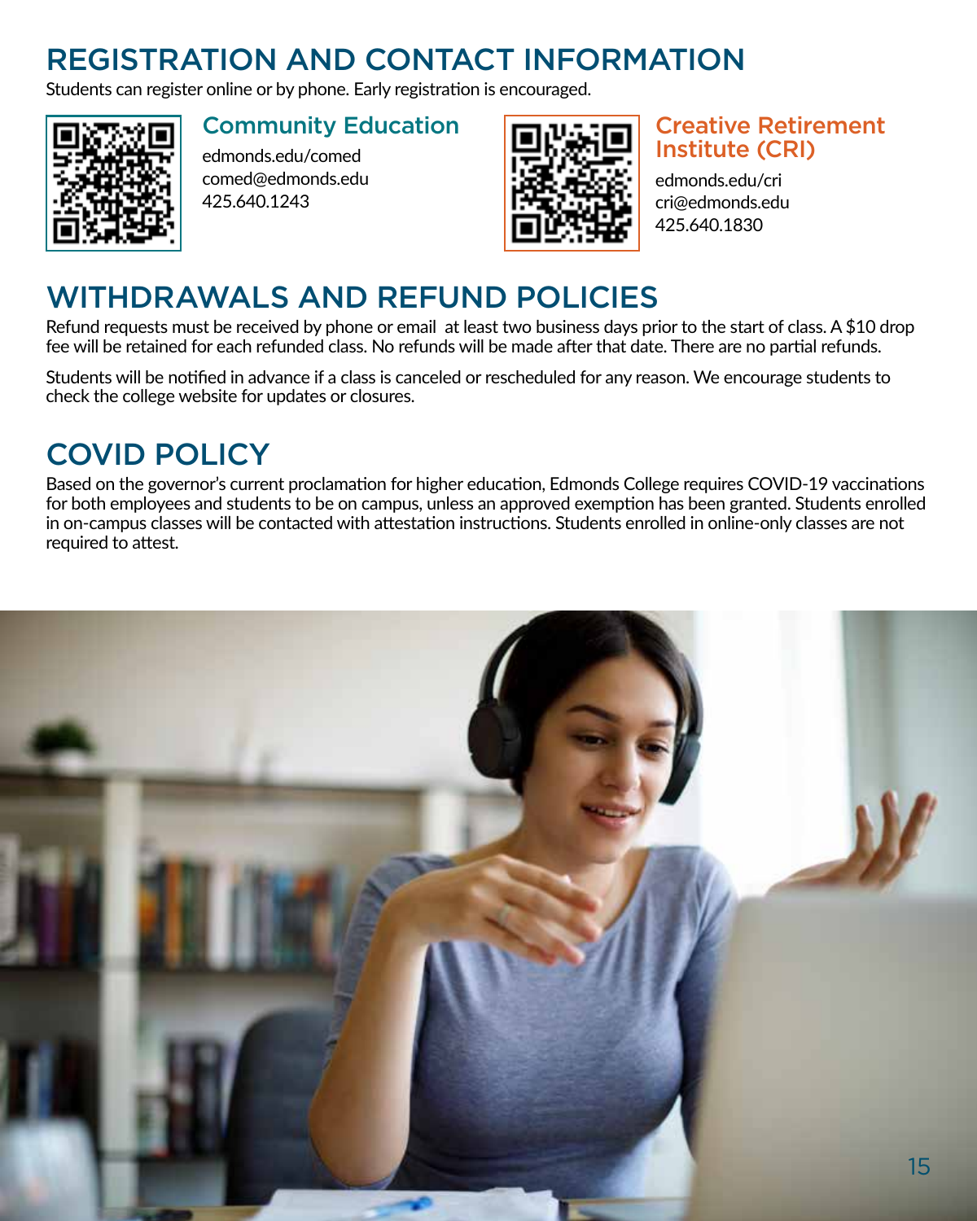# REGISTRATION AND CONTACT INFORMATION

Students can register online or by phone. Early registration is encouraged.

### Community Education

edmonds.edu/comed
comed@edmonds.edu
425.640.1243

### Creative Retirement Institute (CRI)

edmonds.edu/cri
cri@edmonds.edu
425.640.1830

# WITHDRAWALS AND REFUND POLICIES

Refund requests must be received by phone or email at least two business days prior to the start of class. A $10 drop fee will be retained for each refunded class. No refunds will be made after that date. There are no partial refunds.

Students will be notified in advance if a class is canceled or rescheduled for any reason. We encourage students to check the college website for updates or closures.

# COVID POLICY

Based on the governor's current proclamation for higher education, Edmonds College requires COVID-19 vaccinations for both employees and students to be on campus, unless an approved exemption has been granted. Students enrolled in on-campus classes will be contacted with attestation instructions. Students enrolled in online-only classes are not required to attest.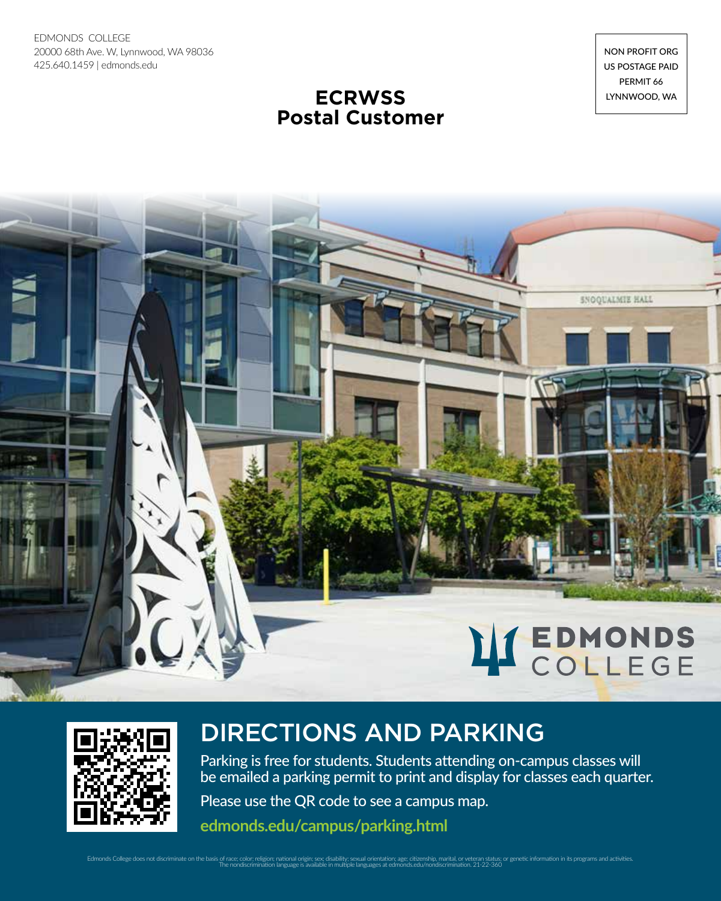EDMONDS COLLEGE
20000 68th Ave. W, Lynnwood, WA 98036
425.640.1459 | edmonds.edu

NON PROFIT ORG
US POSTAGE PAID
PERMIT 66
LYNNWOOD, WA

**ECRWSS**
**Postal Customer**

EDMONDS COLLEGE

## DIRECTIONS AND PARKING

Parking is free for students. Students attending on-campus classes will be emailed a parking permit to print and display for classes each quarter.

Please use the QR code to see a campus map.

**edmonds.edu/campus/parking.html**

Edmonds College does not discriminate on the basis of race; color; religion; national origin; sex; disability; sexual orientation; age; citizenship, marital, or veteran status; or genetic information in its programs and activities. The nondiscrimination language is available in multiple languages at edmonds.edu/nondiscrimination. 21-22-360